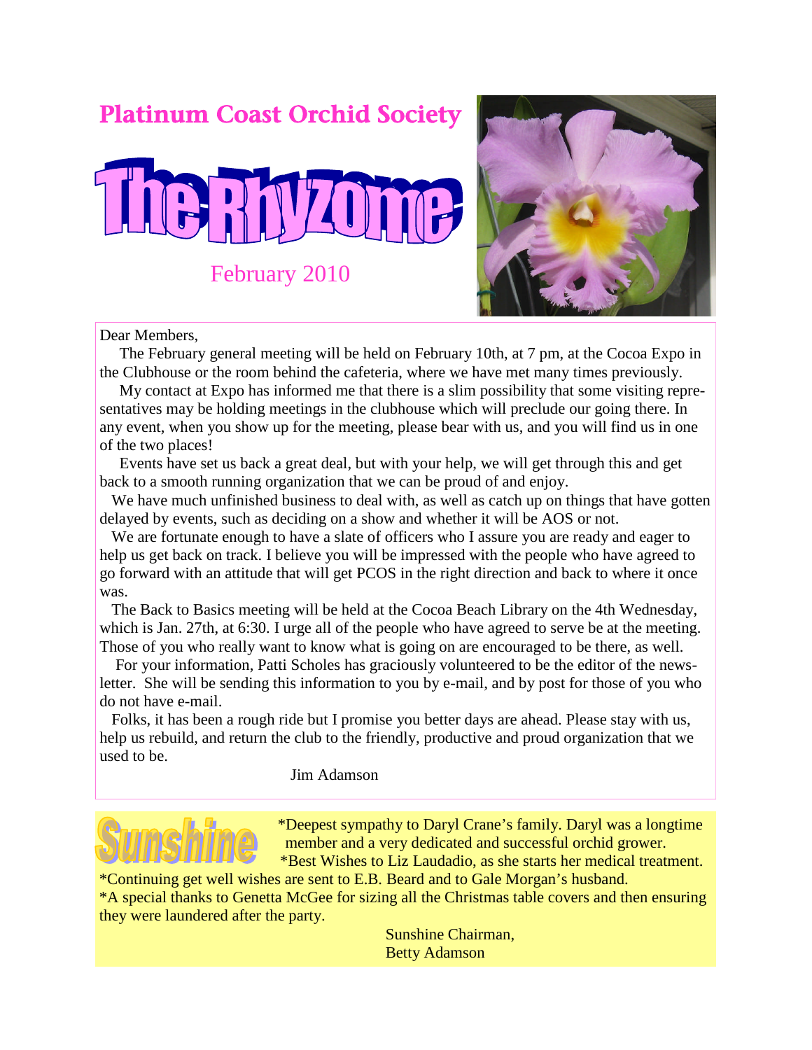# Platinum Coast Orchid Society

# The Rhyzome

February 2010

Dear Members,

The February general meeting will be held on February 10th, at 7 pm, at the Cocoa Expo in the Clubhouse or the room behind the cafeteria, where we have met many times previously.

My contact at Expo has informed me that there is a slim possibility that some visiting representatives may be holding meetings in the clubhouse which will preclude our going there. In any event, when you show up for the meeting, please bear with us, and you will find us in one of the two places!

Events have set us back a great deal, but with your help, we will get through this and get back to a smooth running organization that we can be proud of and enjoy.

We have much unfinished business to deal with, as well as catch up on things that have gotten delayed by events, such as deciding on a show and whether it will be AOS or not.

We are fortunate enough to have a slate of officers who I assure you are ready and eager to help us get back on track. I believe you will be impressed with the people who have agreed to go forward with an attitude that will get PCOS in the right direction and back to where it once was.

The Back to Basics meeting will be held at the Cocoa Beach Library on the 4th Wednesday, which is Jan. 27th, at 6:30. I urge all of the people who have agreed to serve be at the meeting. Those of you who really want to know what is going on are encouraged to be there, as well.

For your information, Patti Scholes has graciously volunteered to be the editor of the newsletter. She will be sending this information to you by e-mail, and by post for those of you who do not have e-mail.

Folks, it has been a rough ride but I promise you better days are ahead. Please stay with us, help us rebuild, and return the club to the friendly, productive and proud organization that we used to be.

Jim Adamson

## Sunshine

*Deepest sympathy to Daryl Crane's family. Daryl was a longtime member and a very dedicated and successful orchid grower.

*Best Wishes to Liz Laudadio, as she starts her medical treatment.

*Continuing get well wishes are sent to E.B. Beard and to Gale Morgan's husband.

*A special thanks to Genetta McGee for sizing all the Christmas table covers and then ensuring they were laundered after the party.

Sunshine Chairman,
Betty Adamson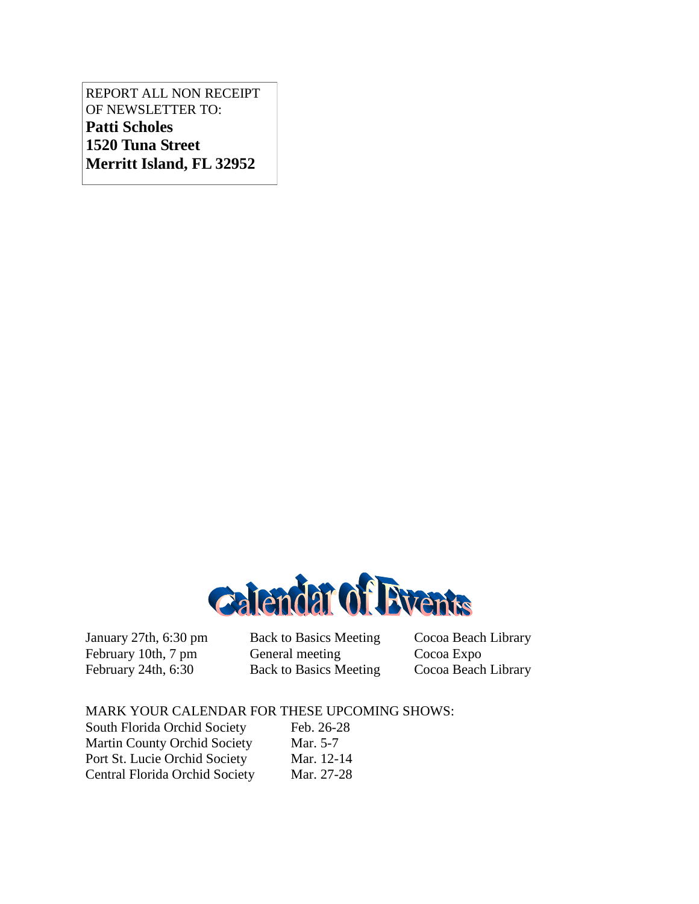REPORT ALL NON RECEIPT OF NEWSLETTER TO:
**Patti Scholes**
**1520 Tuna Street**
**Merritt Island, FL 32952**

# Calendar of Events

| | | |
|---|---|---|
| January 27th, 6:30 pm | Back to Basics Meeting | Cocoa Beach Library |
| February 10th, 7 pm | General meeting | Cocoa Expo |
| February 24th, 6:30 | Back to Basics Meeting | Cocoa Beach Library |

MARK YOUR CALENDAR FOR THESE UPCOMING SHOWS:

| | |
|---|---|
| South Florida Orchid Society | Feb. 26-28 |
| Martin County Orchid Society | Mar. 5-7 |
| Port St. Lucie Orchid Society | Mar. 12-14 |
| Central Florida Orchid Society | Mar. 27-28 |